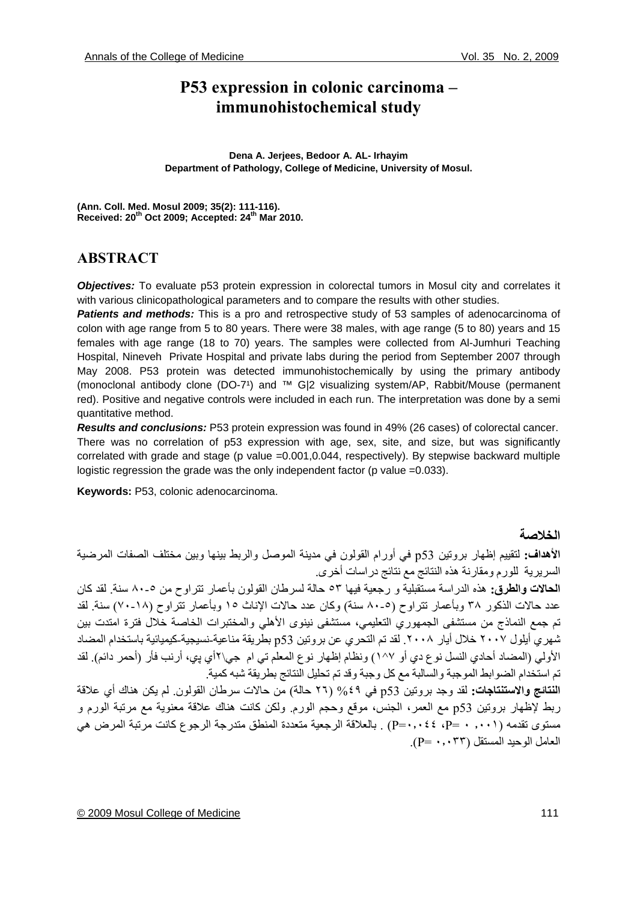# P53 expression in colonic carcinoma – immunohistochemical study

**Dena A. Jerjees, Bedoor A. AL- Irhayim**
**Department of Pathology, College of Medicine, University of Mosul.**

**(Ann. Coll. Med. Mosul 2009; 35(2): 111-116).**
**Received: 20th Oct 2009; Accepted: 24th Mar 2010.**

## ABSTRACT

***Objectives:*** To evaluate p53 protein expression in colorectal tumors in Mosul city and correlates it with various clinicopathological parameters and to compare the results with other studies.

***Patients and methods:*** This is a pro and retrospective study of 53 samples of adenocarcinoma of colon with age range from 5 to 80 years. There were 38 males, with age range (5 to 80) years and 15 females with age range (18 to 70) years. The samples were collected from Al-Jumhuri Teaching Hospital, Nineveh Private Hospital and private labs during the period from September 2007 through May 2008. P53 protein was detected immunohistochemically by using the primary antibody (monoclonal antibody clone (DO-7¹) and ™ G|2 visualizing system/AP, Rabbit/Mouse (permanent red). Positive and negative controls were included in each run. The interpretation was done by a semi quantitative method.

***Results and conclusions:*** P53 protein expression was found in 49% (26 cases) of colorectal cancer. There was no correlation of p53 expression with age, sex, site, and size, but was significantly correlated with grade and stage (p value =0.001,0.044, respectively). By stepwise backward multiple logistic regression the grade was the only independent factor (p value =0.033).

**Keywords:** P53, colonic adenocarcinoma.

## الخلاصة

**الأهداف:** لتقييم إظهار بروتين p53 في أورام القولون في مدينة الموصل والربط بينها وبين مختلف الصفات المرضية السريرية للورم ومقارنة هذه النتائج مع نتائج دراسات أخرى.

**الحالات والطرق:** هذه الدراسة مستقبلية و رجعية فيها ٥٣ حالة لسرطان القولون بأعمار تتراوح من ٥-٨٠ سنة. لقد كان عدد حالات الذكور ٣٨ وبأعمار تتراوح (٥-٨٠ سنة) وكان عدد حالات الإناث ١٥ وبأعمار تتراوح (١٨-٧٠) سنة. لقد تم جمع النماذج من مستشفى الجمهوري التعليمي، مستشفى نينوى الأهلي والمختبرات الخاصة خلال فترة امتدت بين شهري أيلول ٢٠٠٧ خلال أيار ٢٠٠٨. لقد تم التحري عن بروتين p53 بطريقة مناعية-نسيجية-كيميائية باستخدام المضاد الأولي (المضاد أحادي النسل نوع دي أو ٧\١٨) ونظام إظهار نوع المعلم تي ام جي\٢أي پي، أرنب فأر (أحمر دائم). لقد تم استخدام الضوابط الموجبة والسالبة مع كل وجبة وقد تم تحليل النتائج بطريقة شبه كمية.

**النتائج والاستنتاجات:** لقد وجد بروتين p53 في ٤٩% (٢٦ حالة) من حالات سرطان القولون. لم يكن هناك أي علاقة ربط لإظهار بروتين p53 مع العمر، الجنس، موقع وحجم الورم. ولكن كانت هناك علاقة معنوية مع مرتبة الورم و مستوى تقدمه (P= ٠,٠٠١، P=٠,٠٤٤) . بالعلاقة الرجعية متعددة المنطق متدرجة الرجوع كانت مرتبة المرض هي العامل الوحيد المستقل (P= ٠,٠٣٣).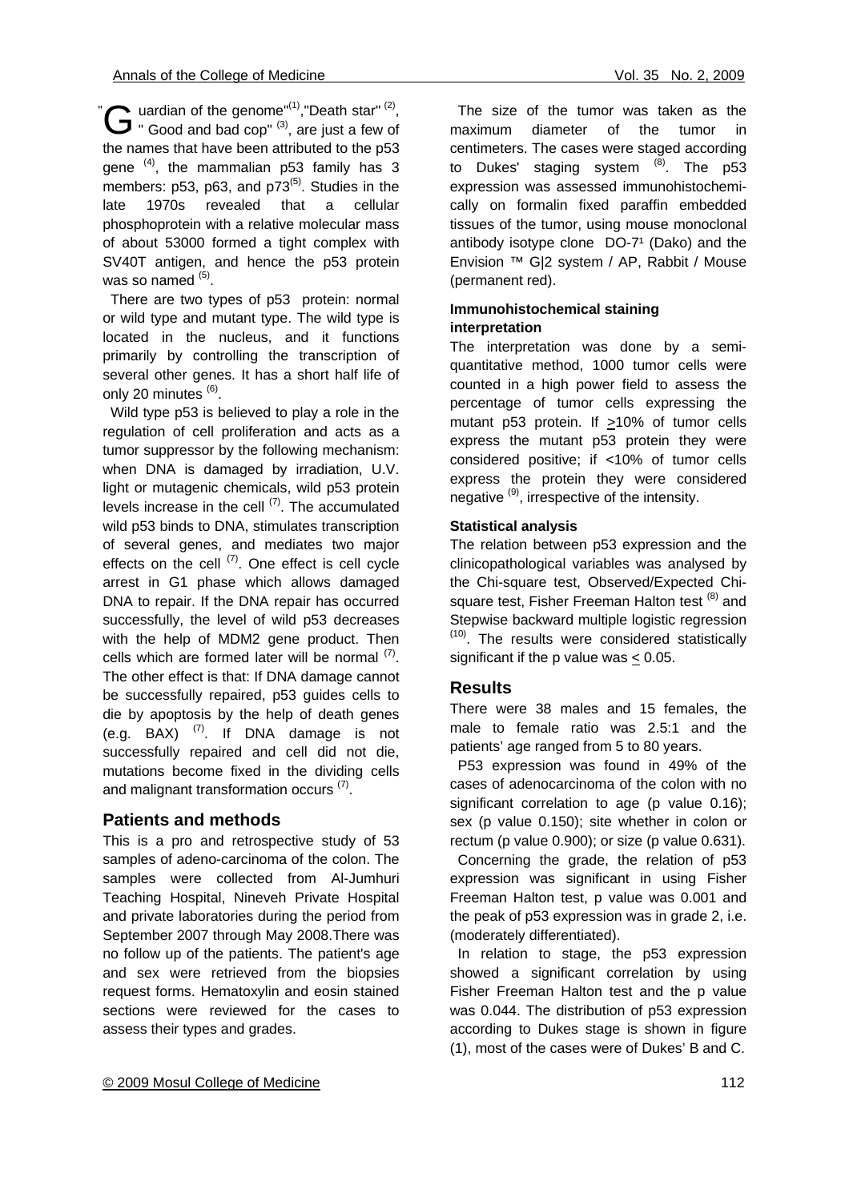"Guardian of the genome"[1],"Death star" [2], " Good and bad cop" [3], are just a few of the names that have been attributed to the p53 gene [4], the mammalian p53 family has 3 members: p53, p63, and p73[5]. Studies in the late 1970s revealed that a cellular phosphoprotein with a relative molecular mass of about 53000 formed a tight complex with SV40T antigen, and hence the p53 protein was so named [5].

There are two types of p53 protein: normal or wild type and mutant type. The wild type is located in the nucleus, and it functions primarily by controlling the transcription of several other genes. It has a short half life of only 20 minutes [6].

Wild type p53 is believed to play a role in the regulation of cell proliferation and acts as a tumor suppressor by the following mechanism: when DNA is damaged by irradiation, U.V. light or mutagenic chemicals, wild p53 protein levels increase in the cell [7]. The accumulated wild p53 binds to DNA, stimulates transcription of several genes, and mediates two major effects on the cell [7]. One effect is cell cycle arrest in G1 phase which allows damaged DNA to repair. If the DNA repair has occurred successfully, the level of wild p53 decreases with the help of MDM2 gene product. Then cells which are formed later will be normal [7]. The other effect is that: If DNA damage cannot be successfully repaired, p53 guides cells to die by apoptosis by the help of death genes (e.g. BAX) [7]. If DNA damage is not successfully repaired and cell did not die, mutations become fixed in the dividing cells and malignant transformation occurs [7].

## Patients and methods

This is a pro and retrospective study of 53 samples of adeno-carcinoma of the colon. The samples were collected from Al-Jumhuri Teaching Hospital, Nineveh Private Hospital and private laboratories during the period from September 2007 through May 2008.There was no follow up of the patients. The patient's age and sex were retrieved from the biopsies request forms. Hematoxylin and eosin stained sections were reviewed for the cases to assess their types and grades.

The size of the tumor was taken as the maximum diameter of the tumor in centimeters. The cases were staged according to Dukes' staging system [8]. The p53 expression was assessed immunohistochemically on formalin fixed paraffin embedded tissues of the tumor, using mouse monoclonal antibody isotype clone DO-7[1] (Dako) and the Envision ™ G|2 system / AP, Rabbit / Mouse (permanent red).

### Immunohistochemical staining interpretation

The interpretation was done by a semi-quantitative method, 1000 tumor cells were counted in a high power field to assess the percentage of tumor cells expressing the mutant p53 protein. If $\geq$10% of tumor cells express the mutant p53 protein they were considered positive; if <10% of tumor cells express the protein they were considered negative [9], irrespective of the intensity.

### Statistical analysis

The relation between p53 expression and the clinicopathological variables was analysed by the Chi-square test, Observed/Expected Chi-square test, Fisher Freeman Halton test [8] and Stepwise backward multiple logistic regression [10]. The results were considered statistically significant if the p value was $\leq$ 0.05.

## Results

There were 38 males and 15 females, the male to female ratio was 2.5:1 and the patients' age ranged from 5 to 80 years.

P53 expression was found in 49% of the cases of adenocarcinoma of the colon with no significant correlation to age (p value 0.16); sex (p value 0.150); site whether in colon or rectum (p value 0.900); or size (p value 0.631).

Concerning the grade, the relation of p53 expression was significant in using Fisher Freeman Halton test, p value was 0.001 and the peak of p53 expression was in grade 2, i.e. (moderately differentiated).

In relation to stage, the p53 expression showed a significant correlation by using Fisher Freeman Halton test and the p value was 0.044. The distribution of p53 expression according to Dukes stage is shown in figure (1), most of the cases were of Dukes' B and C.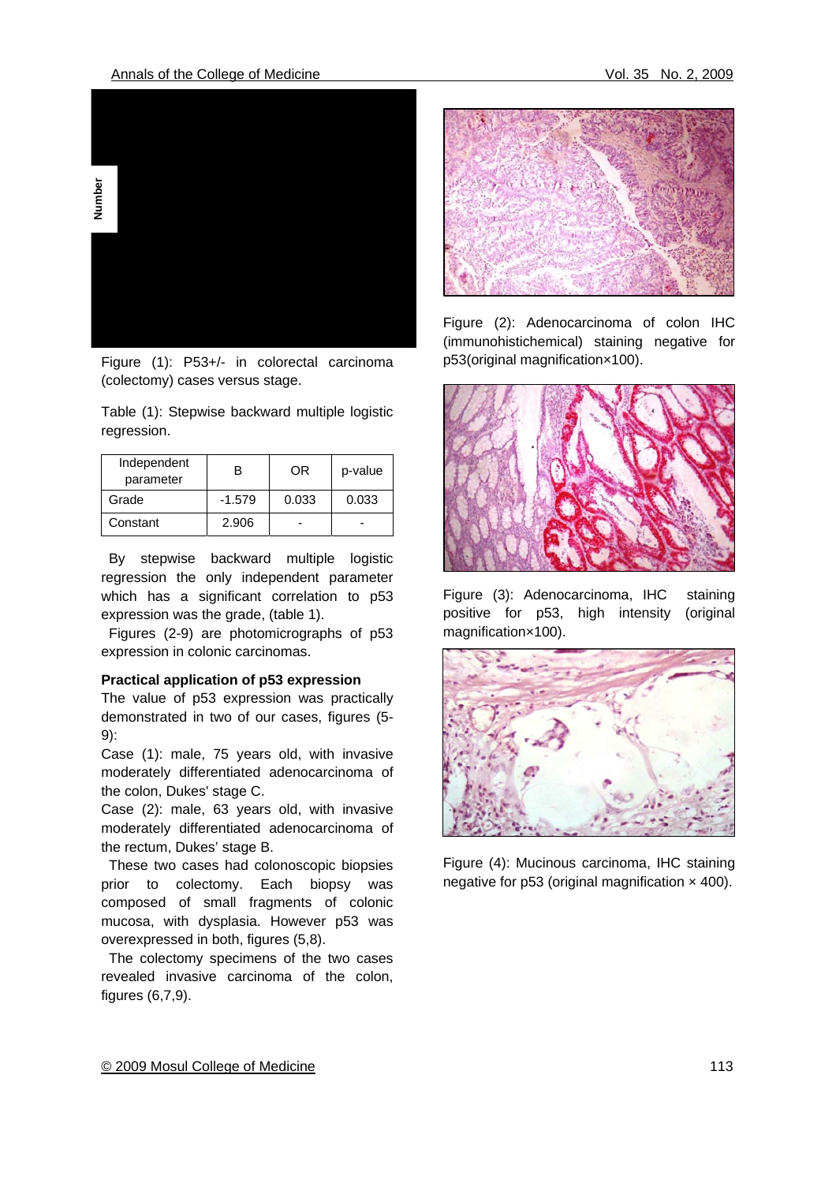Figure (1): P53+/- in colorectal carcinoma (colectomy) cases versus stage.

Table (1): Stepwise backward multiple logistic regression.

| Independent parameter | B | OR | p-value |
|---|---|---|---|
| Grade | -1.579 | 0.033 | 0.033 |
| Constant | 2.906 | - | - |

By stepwise backward multiple logistic regression the only independent parameter which has a significant correlation to p53 expression was the grade, (table 1).

Figures (2-9) are photomicrographs of p53 expression in colonic carcinomas.

**Practical application of p53 expression**

The value of p53 expression was practically demonstrated in two of our cases, figures (5-9):

Case (1): male, 75 years old, with invasive moderately differentiated adenocarcinoma of the colon, Dukes' stage C.

Case (2): male, 63 years old, with invasive moderately differentiated adenocarcinoma of the rectum, Dukes' stage B.

These two cases had colonoscopic biopsies prior to colectomy. Each biopsy was composed of small fragments of colonic mucosa, with dysplasia. However p53 was overexpressed in both, figures (5,8).

The colectomy specimens of the two cases revealed invasive carcinoma of the colon, figures (6,7,9).

Figure (2): Adenocarcinoma of colon IHC (immunohistichemical) staining negative for p53(original magnification×100).

Figure (3): Adenocarcinoma, IHC staining positive for p53, high intensity (original magnification×100).

Figure (4): Mucinous carcinoma, IHC staining negative for p53 (original magnification × 400).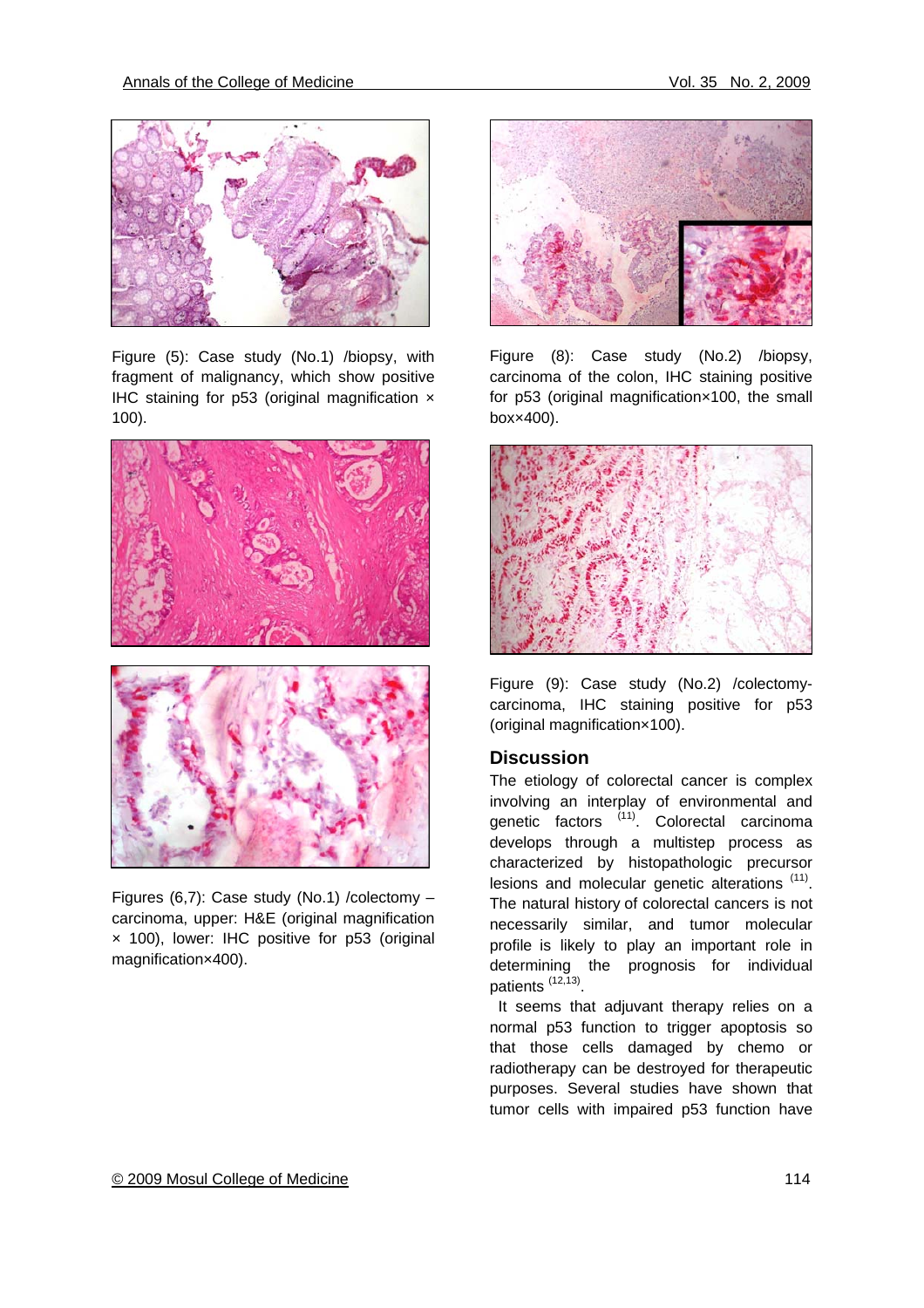Figure (5): Case study (No.1) /biopsy, with fragment of malignancy, which show positive IHC staining for p53 (original magnification × 100).

Figures (6,7): Case study (No.1) /colectomy – carcinoma, upper: H&E (original magnification × 100), lower: IHC positive for p53 (original magnification×400).

Figure (8): Case study (No.2) /biopsy, carcinoma of the colon, IHC staining positive for p53 (original magnification×100, the small box×400).

Figure (9): Case study (No.2) /colectomy-carcinoma, IHC staining positive for p53 (original magnification×100).

## Discussion

The etiology of colorectal cancer is complex involving an interplay of environmental and genetic factors [11]. Colorectal carcinoma develops through a multistep process as characterized by histopathologic precursor lesions and molecular genetic alterations [11]. The natural history of colorectal cancers is not necessarily similar, and tumor molecular profile is likely to play an important role in determining the prognosis for individual patients [12,13].

It seems that adjuvant therapy relies on a normal p53 function to trigger apoptosis so that those cells damaged by chemo or radiotherapy can be destroyed for therapeutic purposes. Several studies have shown that tumor cells with impaired p53 function have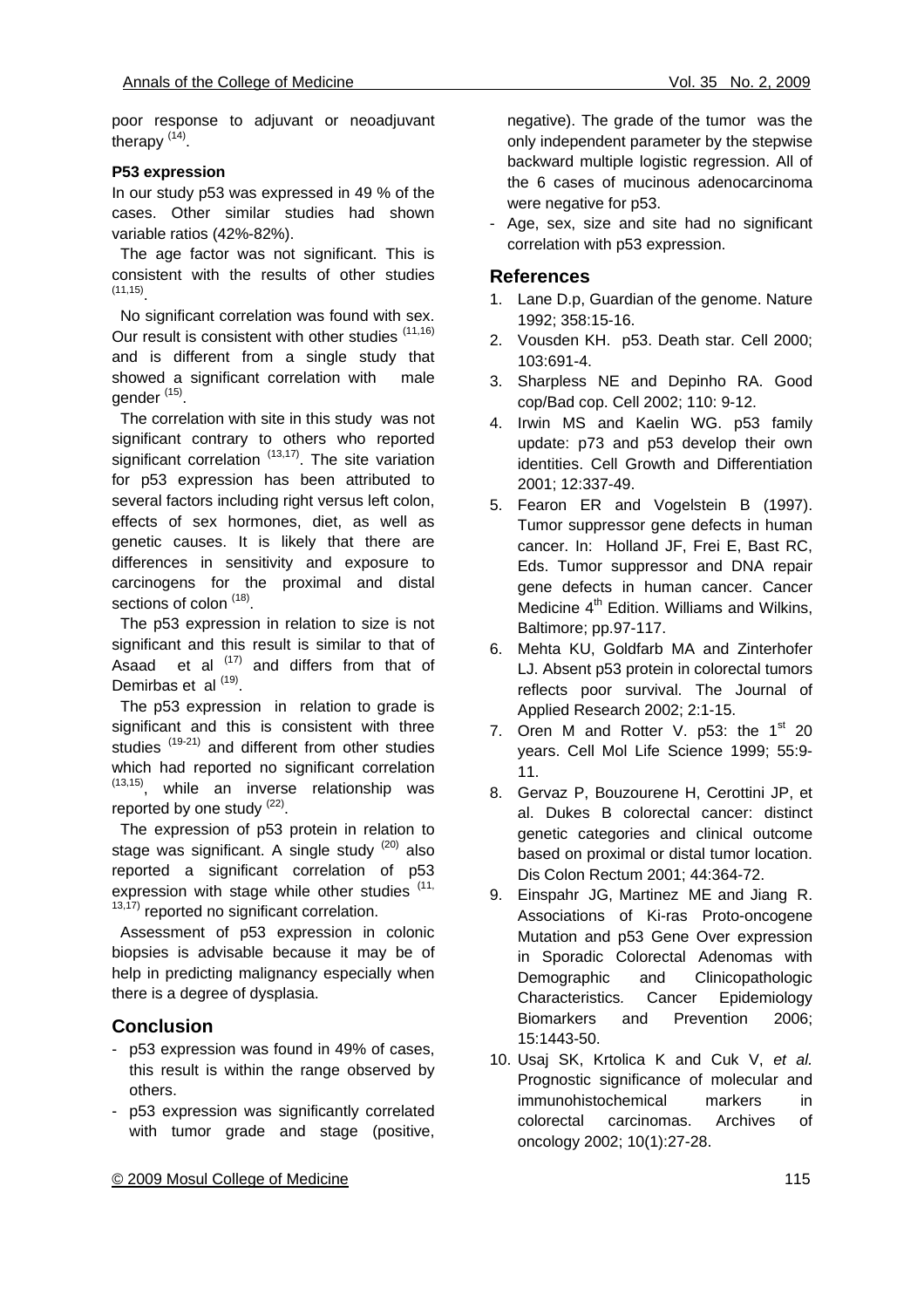poor response to adjuvant or neoadjuvant therapy [14].

**P53 expression**

In our study p53 was expressed in 49 % of the cases. Other similar studies had shown variable ratios (42%-82%).

The age factor was not significant. This is consistent with the results of other studies [11,15].

No significant correlation was found with sex. Our result is consistent with other studies [11,16] and is different from a single study that showed a significant correlation with male gender [15].

The correlation with site in this study was not significant contrary to others who reported significant correlation [13,17]. The site variation for p53 expression has been attributed to several factors including right versus left colon, effects of sex hormones, diet, as well as genetic causes. It is likely that there are differences in sensitivity and exposure to carcinogens for the proximal and distal sections of colon [18].

The p53 expression in relation to size is not significant and this result is similar to that of Asaad et al [17] and differs from that of Demirbas et al [19].

The p53 expression in relation to grade is significant and this is consistent with three studies [19-21] and different from other studies which had reported no significant correlation [13,15], while an inverse relationship was reported by one study [22].

The expression of p53 protein in relation to stage was significant. A single study [20] also reported a significant correlation of p53 expression with stage while other studies [11,13,17] reported no significant correlation.

Assessment of p53 expression in colonic biopsies is advisable because it may be of help in predicting malignancy especially when there is a degree of dysplasia.

## Conclusion

- p53 expression was found in 49% of cases, this result is within the range observed by others.
- p53 expression was significantly correlated with tumor grade and stage (positive, negative). The grade of the tumor was the only independent parameter by the stepwise backward multiple logistic regression. All of the 6 cases of mucinous adenocarcinoma were negative for p53.
- Age, sex, size and site had no significant correlation with p53 expression.

## References

1. Lane D.p, Guardian of the genome. Nature 1992; 358:15-16.
2. Vousden KH. p53. Death star. Cell 2000; 103:691-4.
3. Sharpless NE and Depinho RA. Good cop/Bad cop. Cell 2002; 110: 9-12.
4. Irwin MS and Kaelin WG. p53 family update: p73 and p53 develop their own identities. Cell Growth and Differentiation 2001; 12:337-49.
5. Fearon ER and Vogelstein B (1997). Tumor suppressor gene defects in human cancer. In: Holland JF, Frei E, Bast RC, Eds. Tumor suppressor and DNA repair gene defects in human cancer. Cancer Medicine 4th Edition. Williams and Wilkins, Baltimore; pp.97-117.
6. Mehta KU, Goldfarb MA and Zinterhofer LJ. Absent p53 protein in colorectal tumors reflects poor survival. The Journal of Applied Research 2002; 2:1-15.
7. Oren M and Rotter V. p53: the 1st 20 years. Cell Mol Life Science 1999; 55:9-11.
8. Gervaz P, Bouzourene H, Cerottini JP, et al. Dukes B colorectal cancer: distinct genetic categories and clinical outcome based on proximal or distal tumor location. Dis Colon Rectum 2001; 44:364-72.
9. Einspahr JG, Martinez ME and Jiang R. Associations of Ki-ras Proto-oncogene Mutation and p53 Gene Over expression in Sporadic Colorectal Adenomas with Demographic and Clinicopathologic Characteristics. Cancer Epidemiology Biomarkers and Prevention 2006; 15:1443-50.
10. Usaj SK, Krtolica K and Cuk V, *et al.* Prognostic significance of molecular and immunohistochemical markers in colorectal carcinomas. Archives of oncology 2002; 10(1):27-28.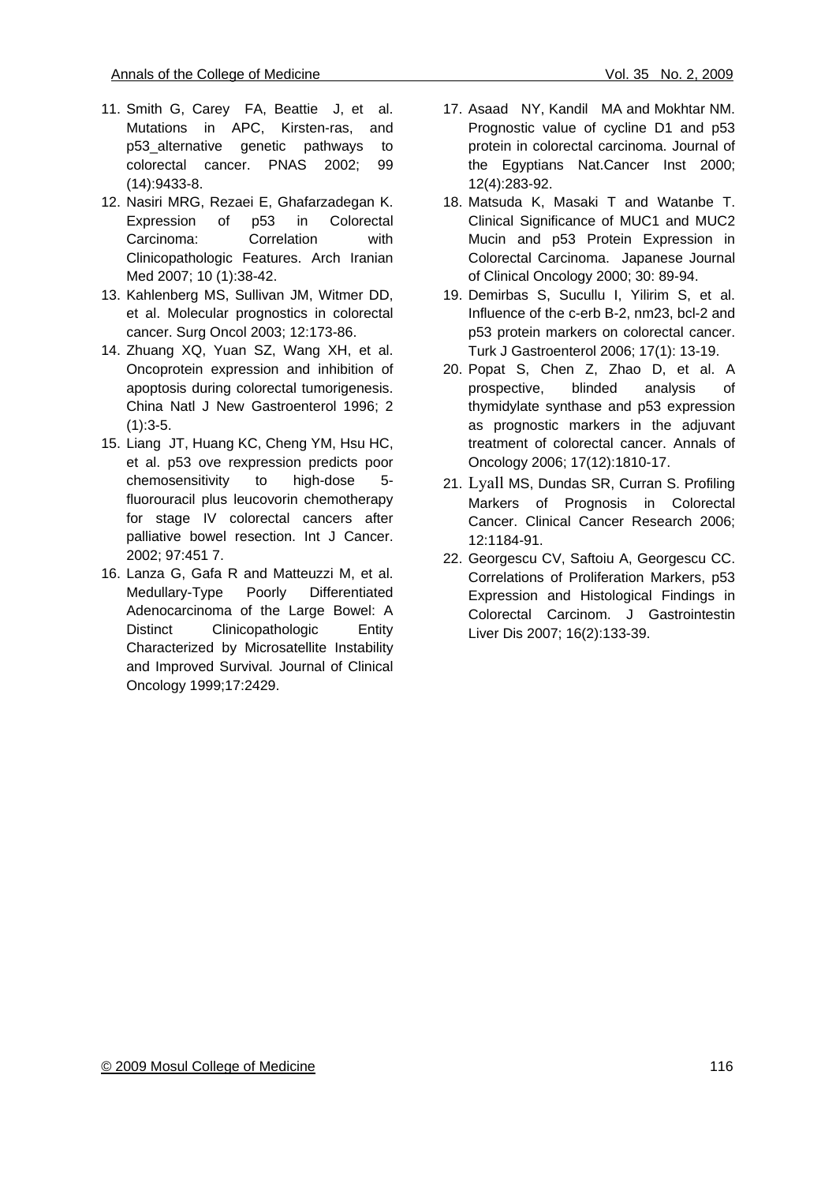11. Smith G, Carey FA, Beattie J, et al. Mutations in APC, Kirsten-ras, and p53_alternative genetic pathways to colorectal cancer. PNAS 2002; 99 (14):9433-8.
12. Nasiri MRG, Rezaei E, Ghafarzadegan K. Expression of p53 in Colorectal Carcinoma: Correlation with Clinicopathologic Features. Arch Iranian Med 2007; 10 (1):38-42.
13. Kahlenberg MS, Sullivan JM, Witmer DD, et al. Molecular prognostics in colorectal cancer. Surg Oncol 2003; 12:173-86.
14. Zhuang XQ, Yuan SZ, Wang XH, et al. Oncoprotein expression and inhibition of apoptosis during colorectal tumorigenesis. China Natl J New Gastroenterol 1996; 2 (1):3-5.
15. Liang JT, Huang KC, Cheng YM, Hsu HC, et al. p53 ove rexpression predicts poor chemosensitivity to high-dose 5-fluorouracil plus leucovorin chemotherapy for stage IV colorectal cancers after palliative bowel resection. Int J Cancer. 2002; 97:451 7.
16. Lanza G, Gafa R and Matteuzzi M, et al. Medullary-Type Poorly Differentiated Adenocarcinoma of the Large Bowel: A Distinct Clinicopathologic Entity Characterized by Microsatellite Instability and Improved Survival. Journal of Clinical Oncology 1999;17:2429.
17. Asaad NY, Kandil MA and Mokhtar NM. Prognostic value of cycline D1 and p53 protein in colorectal carcinoma. Journal of the Egyptians Nat.Cancer Inst 2000; 12(4):283-92.
18. Matsuda K, Masaki T and Watanbe T. Clinical Significance of MUC1 and MUC2 Mucin and p53 Protein Expression in Colorectal Carcinoma. Japanese Journal of Clinical Oncology 2000; 30: 89-94.
19. Demirbas S, Sucullu I, Yilirim S, et al. Influence of the c-erb B-2, nm23, bcl-2 and p53 protein markers on colorectal cancer. Turk J Gastroenterol 2006; 17(1): 13-19.
20. Popat S, Chen Z, Zhao D, et al. A prospective, blinded analysis of thymidylate synthase and p53 expression as prognostic markers in the adjuvant treatment of colorectal cancer. Annals of Oncology 2006; 17(12):1810-17.
21. Lyall MS, Dundas SR, Curran S. Profiling Markers of Prognosis in Colorectal Cancer. Clinical Cancer Research 2006; 12:1184-91.
22. Georgescu CV, Saftoiu A, Georgescu CC. Correlations of Proliferation Markers, p53 Expression and Histological Findings in Colorectal Carcinom. J Gastrointestin Liver Dis 2007; 16(2):133-39.